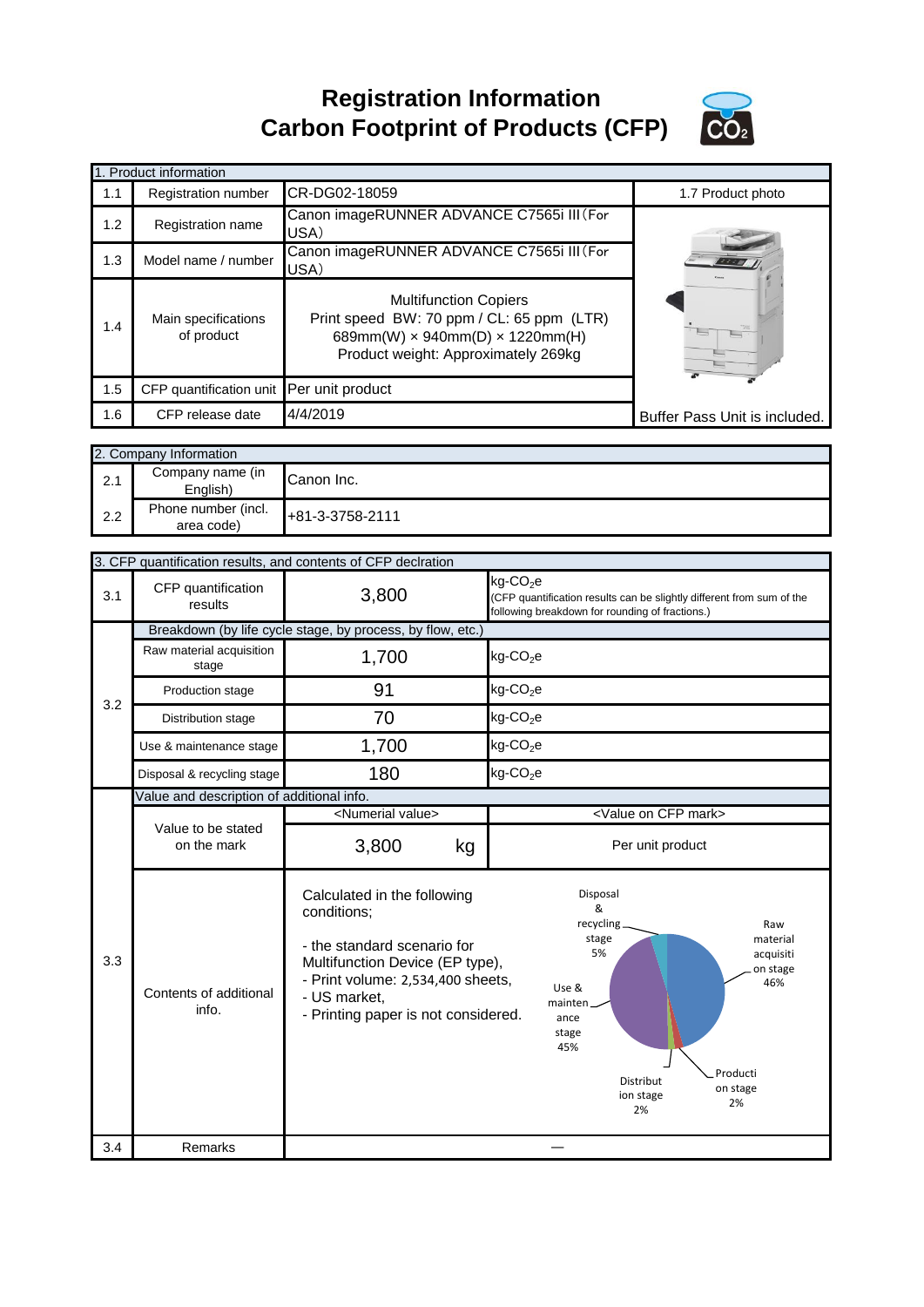# Registration Information
# Carbon Footprint of Products (CFP)

| 1. Product information | | | |
|---|---|---|---|
| 1.1 | Registration number | CR-DG02-18059 | 1.7 Product photo |
| 1.2 | Registration name | Canon imageRUNNER ADVANCE C7565i III（For USA） | |
| 1.3 | Model name / number | Canon imageRUNNER ADVANCE C7565i III（For USA） | |
| 1.4 | Main specifications of product | Multifunction Copiers<br>Print speed BW: 70 ppm / CL: 65 ppm (LTR)<br>689mm(W) × 940mm(D) × 1220mm(H)<br>Product weight: Approximately 269kg | |
| 1.5 | CFP quantification unit | Per unit product | |
| 1.6 | CFP release date | 4/4/2019 | Buffer Pass Unit is included. |

| 2. Company Information | | |
|---|---|---|
| 2.1 | Company name (in English) | Canon Inc. |
| 2.2 | Phone number (incl. area code) | +81-3-3758-2111 |

| 3. CFP quantification results, and contents of CFP declration | | | |
|---|---|---|---|
| 3.1 | CFP quantification results | 3,800 | kg-$CO_2$e<br>(CFP quantification results can be slightly different from sum of the following breakdown for rounding of fractions.) |
| 3.2 | Breakdown (by life cycle stage, by process, by flow, etc.) | | |
| | Raw material acquisition stage | 1,700 | kg-$CO_2$e |
| | Production stage | 91 | kg-$CO_2$e |
| | Distribution stage | 70 | kg-$CO_2$e |
| | Use & maintenance stage | 1,700 | kg-$CO_2$e |
| | Disposal & recycling stage | 180 | kg-$CO_2$e |
| 3.3 | Value and description of additional info. | | |
| | | <Numerial value> | <Value on CFP mark> |
| | Value to be stated on the mark | 3,800 kg | Per unit product |
| | Contents of additional info. | Calculated in the following conditions;<br><br>- the standard scenario for Multifunction Device (EP type),<br>- Print volume: 2,534,400 sheets,<br>- US market,<br>- Printing paper is not considered. | Raw material acquisition stage 46%<br>Production stage 2%<br>Distribution stage 2%<br>Use & maintenance stage 45%<br>Disposal & recycling stage 5% |
| 3.4 | Remarks | — | |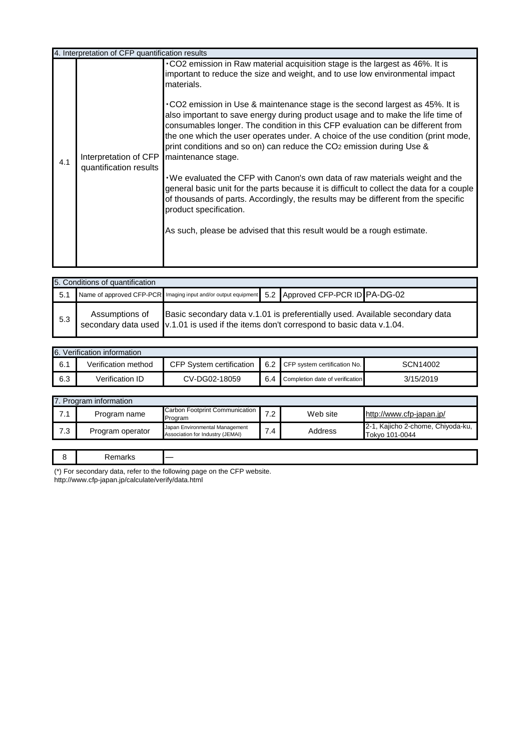| 4. Interpretation of CFP quantification results | | |
|---|---|---|
| 4.1 | Interpretation of CFP quantification results | ・$CO_2$ emission in Raw material acquisition stage is the largest as 46%. It is important to reduce the size and weight, and to use low environmental impact materials.<br><br>・$CO_2$ emission in Use & maintenance stage is the second largest as 45%. It is also important to save energy during product usage and to make the life time of consumables longer. The condition in this CFP evaluation can be different from the one which the user operates under. A choice of the use condition (print mode, print conditions and so on) can reduce the $CO_2$ emission during Use & maintenance stage.<br><br>・We evaluated the CFP with Canon's own data of raw materials weight and the general basic unit for the parts because it is difficult to collect the data for a couple of thousands of parts. Accordingly, the results may be different from the specific product specification.<br><br>As such, please be advised that this result would be a rough estimate. |

| 5. Conditions of quantification | | | | |
|---|---|---|---|---|
| 5.1 | Name of approved CFP-PCR | Imaging input and/or output equipment | 5.2 | Approved CFP-PCR ID PA-DG-02 |
| 5.3 | Assumptions of secondary data used | Basic secondary data v.1.01 is preferentially used. Available secondary data v.1.01 is used if the items don't correspond to basic data v.1.04. | | |

| 6. Verification information | | | | | |
|---|---|---|---|---|---|
| 6.1 | Verification method | CFP System certification | 6.2 | CFP system certification No. | SCN14002 |
| 6.3 | Verification ID | CV-DG02-18059 | 6.4 | Completion date of verification | 3/15/2019 |

| 7. Program information | | | | | |
|---|---|---|---|---|---|
| 7.1 | Program name | Carbon Footprint Communication Program | 7.2 | Web site | http://www.cfp-japan.jp/ |
| 7.3 | Program operator | Japan Environmental Management Association for Industry (JEMAI) | 7.4 | Address | 2-1, Kajicho 2-chome, Chiyoda-ku, Tokyo 101-0044 |

| | | |
|---|---|---|
| 8 | Remarks | — |

(*) For secondary data, refer to the following page on the CFP website.
http://www.cfp-japan.jp/calculate/verify/data.html